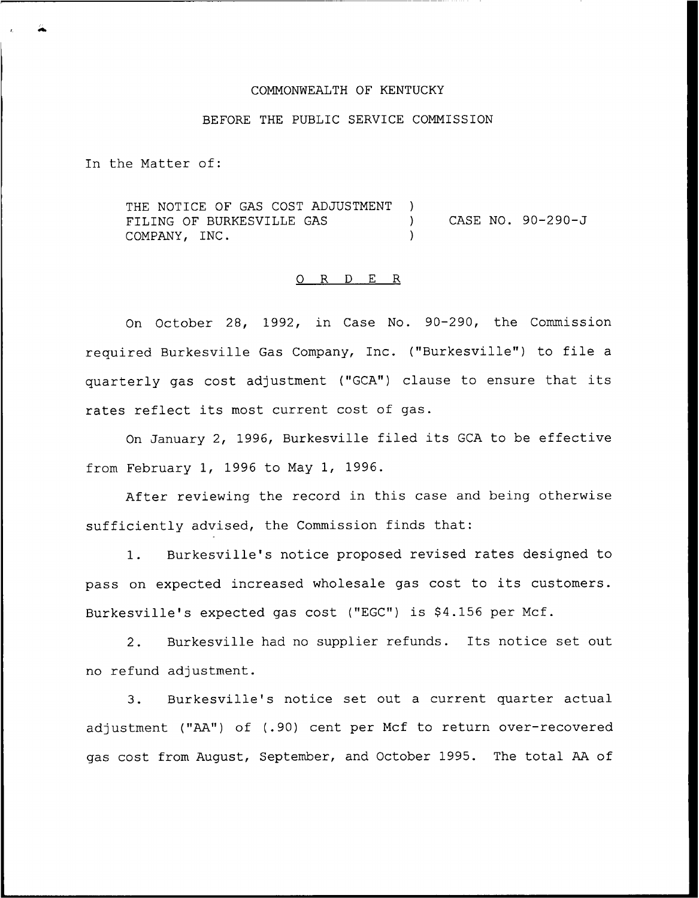COMMONWEALTH OF KENTUCKY

BEFORE THE PUBLIC SERVICE COMMISSION

In the Matter of:

THE NOTICE OF GAS COST ADJUSTMENT FILING OF BURKESVILLE GAS COMPANY, INC. ) CASE NO. 90-290-J

O R D E R

On October 28, 1992, in Case No. 90-290, the Commission required Burkesville Gas Company, Inc. ("Burkesville") to file a quarterly gas cost adjustment ("GCA") clause to ensure that its rates reflect its most current cost of gas.

On January 2, 1996, Burkesville filed its GCA to be effective from February 1, 1996 to May 1, 1996.

After reviewing the record in this case and being otherwise sufficiently advised, the Commission finds that:

1. Burkesville's notice proposed revised rates designed to pass on expected increased wholesale gas cost to its customers. Burkesville's expected gas cost ("EGC") is $4.156 per Mcf.

2. Burkesville had no supplier refunds. Its notice set out no refund adjustment.

3. Burkesville's notice set out a current quarter actual adjustment ("AA") of (.90) cent per Mcf to return over-recovered gas cost from August, September, and October 1995. The total AA of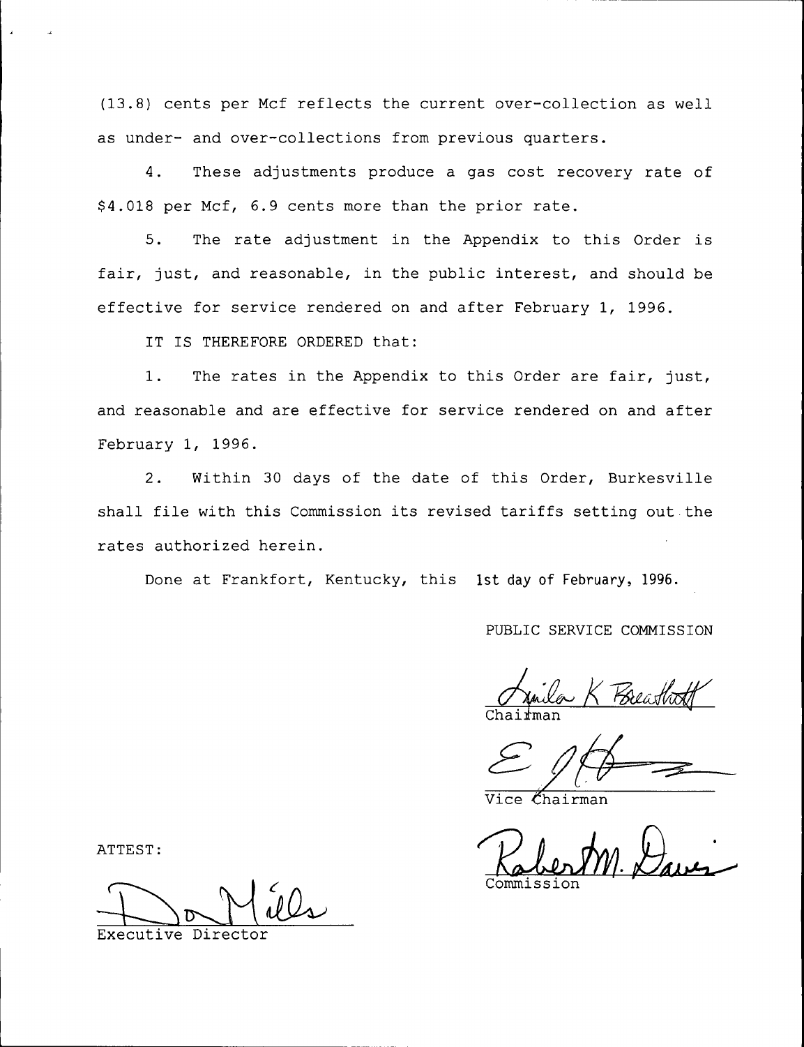(13.8) cents per Mcf reflects the current over-collection as well as under- and over-collections from previous quarters.

4. These adjustments produce a gas cost recovery rate of $4.018 per Mcf, 6.9 cents more than the prior rate.

5. The rate adjustment in the Appendix to this Order is fair, just, and reasonable, in the public interest, and should be effective for service rendered on and after February 1, 1996.

IT IS THEREFORE ORDERED that:

1. The rates in the Appendix to this Order are fair, just, and reasonable and are effective for service rendered on and after February 1, 1996.

2. Within 30 days of the date of this Order, Burkesville shall file with this Commission its revised tariffs setting out the rates authorized herein.

Done at Frankfort, Kentucky, this 1st day of February, 1996.

PUBLIC SERVICE COMMISSION

Chairman

Vice Chairman

Commission

ATTEST:

Executive Director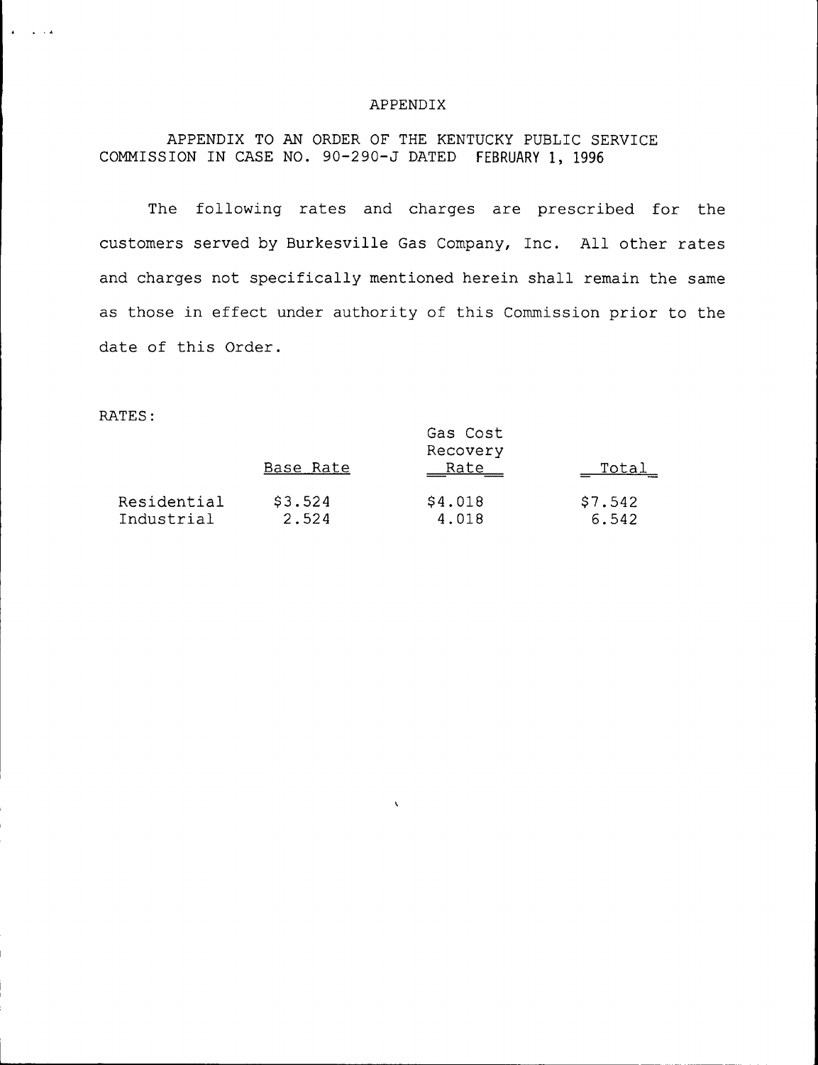# APPENDIX

APPENDIX TO AN ORDER OF THE KENTUCKY PUBLIC SERVICE COMMISSION IN CASE NO. 90-290-J DATED FEBRUARY 1, 1996

The following rates and charges are prescribed for the customers served by Burkesville Gas Company, Inc. All other rates and charges not specifically mentioned herein shall remain the same as those in effect under authority of this Commission prior to the date of this Order.

RATES:

| | Base Rate | Gas Cost Recovery Rate | Total |
|---|---|---|---|
| Residential | $3.524 | $4.018 | $7.542 |
| Industrial | 2.524 | 4.018 | 6.542 |